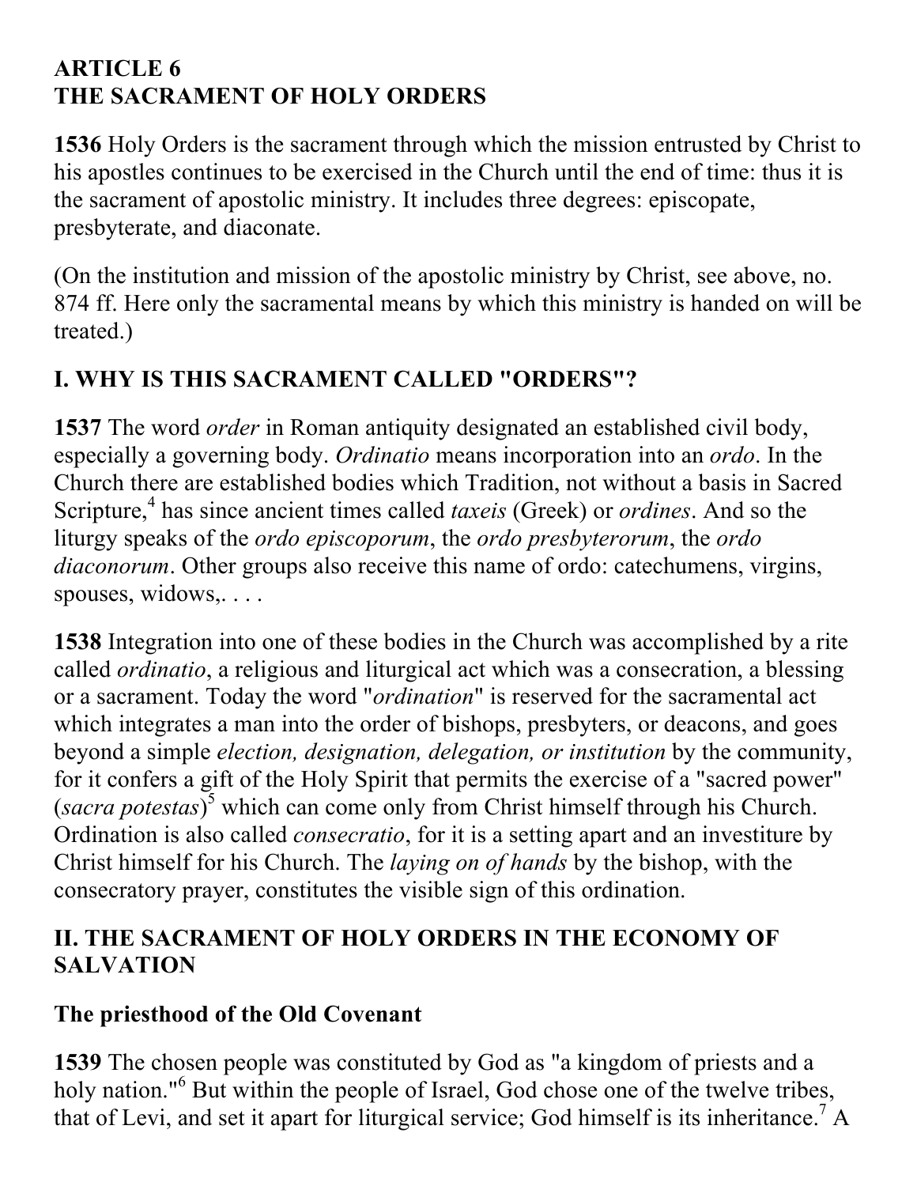# ARTICLE 6
# THE SACRAMENT OF HOLY ORDERS

**1536** Holy Orders is the sacrament through which the mission entrusted by Christ to his apostles continues to be exercised in the Church until the end of time: thus it is the sacrament of apostolic ministry. It includes three degrees: episcopate, presbyterate, and diaconate.

(On the institution and mission of the apostolic ministry by Christ, see above, no. 874 ff. Here only the sacramental means by which this ministry is handed on will be treated.)

## I. WHY IS THIS SACRAMENT CALLED "ORDERS"?

**1537** The word *order* in Roman antiquity designated an established civil body, especially a governing body. *Ordinatio* means incorporation into an *ordo*. In the Church there are established bodies which Tradition, not without a basis in Sacred Scripture,[4] has since ancient times called *taxeis* (Greek) or *ordines*. And so the liturgy speaks of the *ordo episcoporum*, the *ordo presbyterorum*, the *ordo diaconorum*. Other groups also receive this name of ordo: catechumens, virgins, spouses, widows,. . . .

**1538** Integration into one of these bodies in the Church was accomplished by a rite called *ordinatio*, a religious and liturgical act which was a consecration, a blessing or a sacrament. Today the word "*ordination*" is reserved for the sacramental act which integrates a man into the order of bishops, presbyters, or deacons, and goes beyond a simple *election, designation, delegation, or institution* by the community, for it confers a gift of the Holy Spirit that permits the exercise of a "sacred power" (*sacra potestas*)[5] which can come only from Christ himself through his Church. Ordination is also called *consecratio*, for it is a setting apart and an investiture by Christ himself for his Church. The *laying on of hands* by the bishop, with the consecratory prayer, constitutes the visible sign of this ordination.

## II. THE SACRAMENT OF HOLY ORDERS IN THE ECONOMY OF SALVATION

### The priesthood of the Old Covenant

**1539** The chosen people was constituted by God as "a kingdom of priests and a holy nation."[6] But within the people of Israel, God chose one of the twelve tribes, that of Levi, and set it apart for liturgical service; God himself is its inheritance.[7] A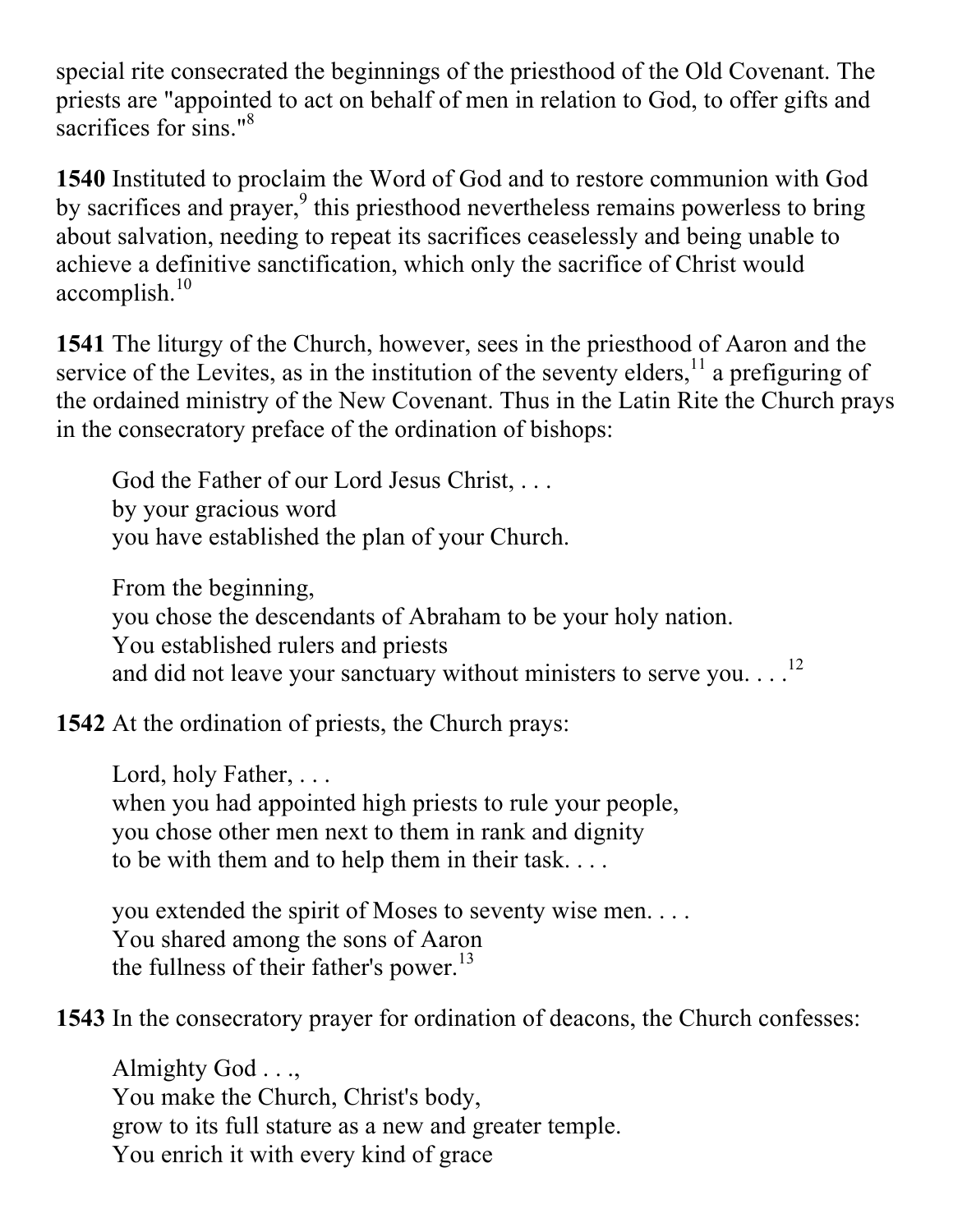special rite consecrated the beginnings of the priesthood of the Old Covenant. The priests are "appointed to act on behalf of men in relation to God, to offer gifts and sacrifices for sins."[8]

**1540** Instituted to proclaim the Word of God and to restore communion with God by sacrifices and prayer,[9] this priesthood nevertheless remains powerless to bring about salvation, needing to repeat its sacrifices ceaselessly and being unable to achieve a definitive sanctification, which only the sacrifice of Christ would accomplish.[10]

**1541** The liturgy of the Church, however, sees in the priesthood of Aaron and the service of the Levites, as in the institution of the seventy elders,[11] a prefiguring of the ordained ministry of the New Covenant. Thus in the Latin Rite the Church prays in the consecratory preface of the ordination of bishops:

> God the Father of our Lord Jesus Christ, . . .
> by your gracious word
> you have established the plan of your Church.
>
> From the beginning,
> you chose the descendants of Abraham to be your holy nation.
> You established rulers and priests
> and did not leave your sanctuary without ministers to serve you. . . .[12]

**1542** At the ordination of priests, the Church prays:

> Lord, holy Father, . . .
> when you had appointed high priests to rule your people,
> you chose other men next to them in rank and dignity
> to be with them and to help them in their task. . . .
>
> you extended the spirit of Moses to seventy wise men. . . .
> You shared among the sons of Aaron
> the fullness of their father's power.[13]

**1543** In the consecratory prayer for ordination of deacons, the Church confesses:

> Almighty God . . .,
> You make the Church, Christ's body,
> grow to its full stature as a new and greater temple.
> You enrich it with every kind of grace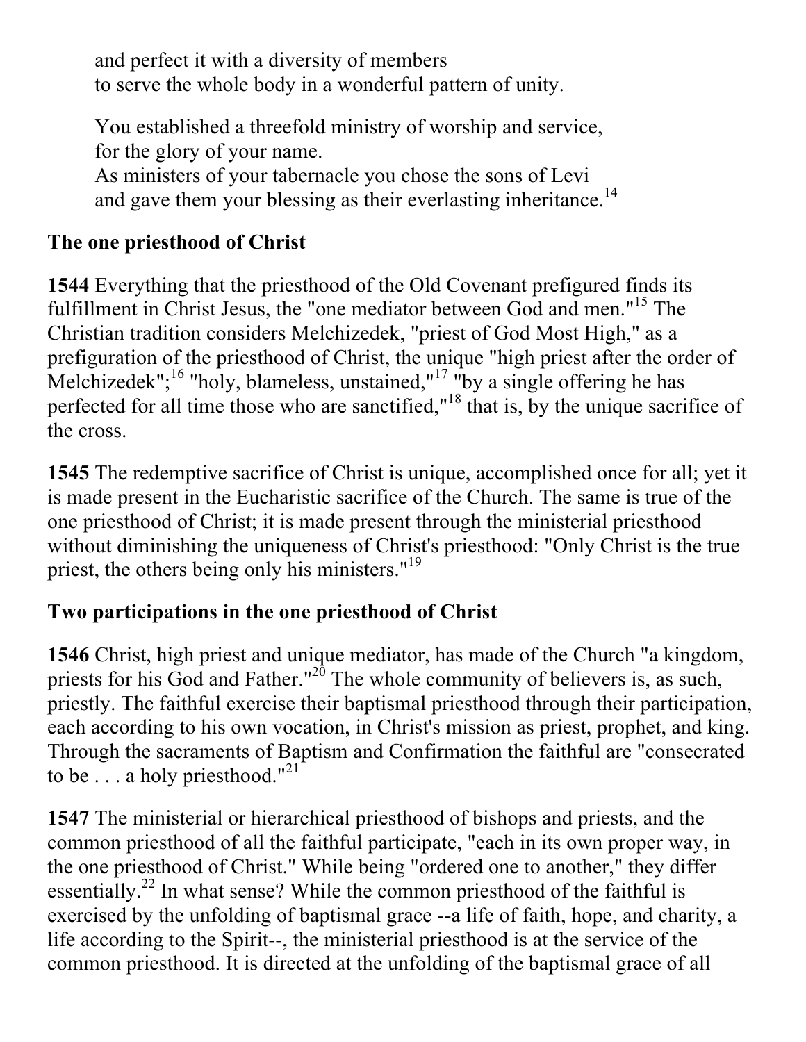and perfect it with a diversity of members  
to serve the whole body in a wonderful pattern of unity.

You established a threefold ministry of worship and service,  
for the glory of your name.  
As ministers of your tabernacle you chose the sons of Levi  
and gave them your blessing as their everlasting inheritance.[14]

### The one priesthood of Christ

**1544** Everything that the priesthood of the Old Covenant prefigured finds its fulfillment in Christ Jesus, the "one mediator between God and men."[15] The Christian tradition considers Melchizedek, "priest of God Most High," as a prefiguration of the priesthood of Christ, the unique "high priest after the order of Melchizedek";[16] "holy, blameless, unstained,"[17] "by a single offering he has perfected for all time those who are sanctified,"[18] that is, by the unique sacrifice of the cross.

**1545** The redemptive sacrifice of Christ is unique, accomplished once for all; yet it is made present in the Eucharistic sacrifice of the Church. The same is true of the one priesthood of Christ; it is made present through the ministerial priesthood without diminishing the uniqueness of Christ's priesthood: "Only Christ is the true priest, the others being only his ministers."[19]

### Two participations in the one priesthood of Christ

**1546** Christ, high priest and unique mediator, has made of the Church "a kingdom, priests for his God and Father."[20] The whole community of believers is, as such, priestly. The faithful exercise their baptismal priesthood through their participation, each according to his own vocation, in Christ's mission as priest, prophet, and king. Through the sacraments of Baptism and Confirmation the faithful are "consecrated to be . . . a holy priesthood."[21]

**1547** The ministerial or hierarchical priesthood of bishops and priests, and the common priesthood of all the faithful participate, "each in its own proper way, in the one priesthood of Christ." While being "ordered one to another," they differ essentially.[22] In what sense? While the common priesthood of the faithful is exercised by the unfolding of baptismal grace --a life of faith, hope, and charity, a life according to the Spirit--, the ministerial priesthood is at the service of the common priesthood. It is directed at the unfolding of the baptismal grace of all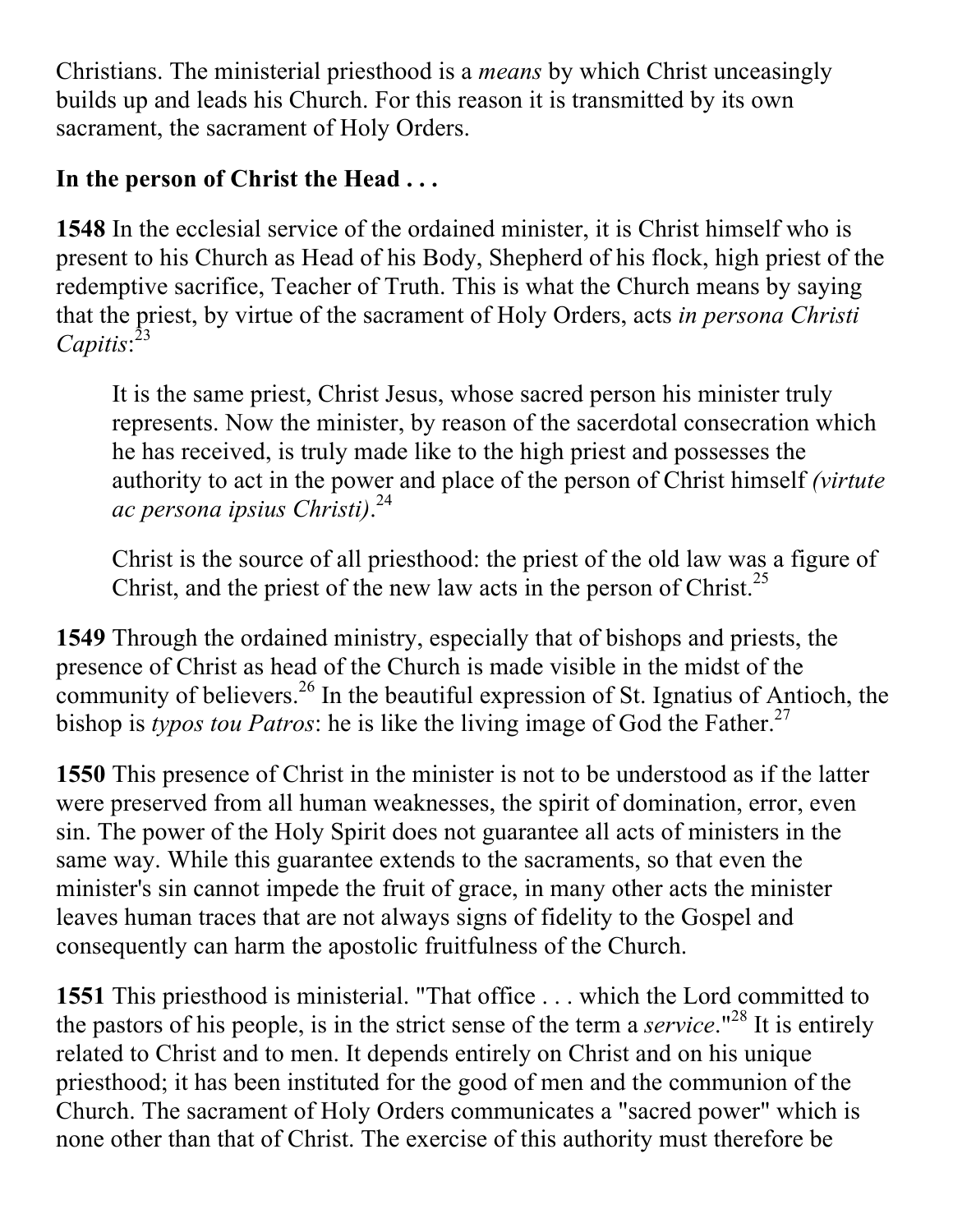Christians. The ministerial priesthood is a *means* by which Christ unceasingly builds up and leads his Church. For this reason it is transmitted by its own sacrament, the sacrament of Holy Orders.

**In the person of Christ the Head . . .**

**1548** In the ecclesial service of the ordained minister, it is Christ himself who is present to his Church as Head of his Body, Shepherd of his flock, high priest of the redemptive sacrifice, Teacher of Truth. This is what the Church means by saying that the priest, by virtue of the sacrament of Holy Orders, acts *in persona Christi Capitis*:[23]

> It is the same priest, Christ Jesus, whose sacred person his minister truly represents. Now the minister, by reason of the sacerdotal consecration which he has received, is truly made like to the high priest and possesses the authority to act in the power and place of the person of Christ himself *(virtute ac persona ipsius Christi)*.[24]
>
> Christ is the source of all priesthood: the priest of the old law was a figure of Christ, and the priest of the new law acts in the person of Christ.[25]

**1549** Through the ordained ministry, especially that of bishops and priests, the presence of Christ as head of the Church is made visible in the midst of the community of believers.[26] In the beautiful expression of St. Ignatius of Antioch, the bishop is *typos tou Patros*: he is like the living image of God the Father.[27]

**1550** This presence of Christ in the minister is not to be understood as if the latter were preserved from all human weaknesses, the spirit of domination, error, even sin. The power of the Holy Spirit does not guarantee all acts of ministers in the same way. While this guarantee extends to the sacraments, so that even the minister's sin cannot impede the fruit of grace, in many other acts the minister leaves human traces that are not always signs of fidelity to the Gospel and consequently can harm the apostolic fruitfulness of the Church.

**1551** This priesthood is ministerial. "That office . . . which the Lord committed to the pastors of his people, is in the strict sense of the term a *service*."[28] It is entirely related to Christ and to men. It depends entirely on Christ and on his unique priesthood; it has been instituted for the good of men and the communion of the Church. The sacrament of Holy Orders communicates a "sacred power" which is none other than that of Christ. The exercise of this authority must therefore be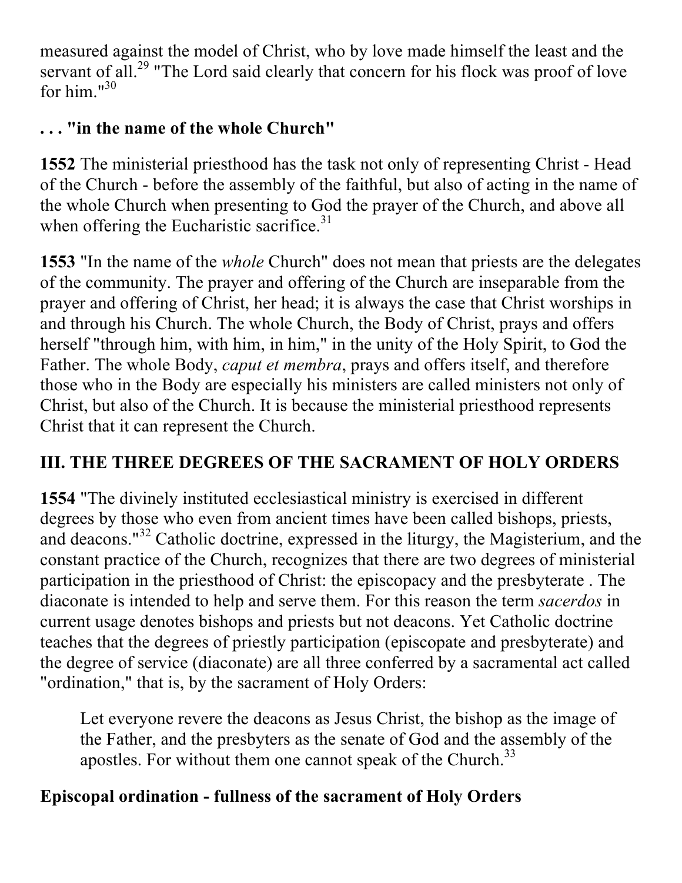measured against the model of Christ, who by love made himself the least and the servant of all.[29] "The Lord said clearly that concern for his flock was proof of love for him."[30]

### . . . "in the name of the whole Church"

**1552** The ministerial priesthood has the task not only of representing Christ - Head of the Church - before the assembly of the faithful, but also of acting in the name of the whole Church when presenting to God the prayer of the Church, and above all when offering the Eucharistic sacrifice.[31]

**1553** "In the name of the *whole* Church" does not mean that priests are the delegates of the community. The prayer and offering of the Church are inseparable from the prayer and offering of Christ, her head; it is always the case that Christ worships in and through his Church. The whole Church, the Body of Christ, prays and offers herself "through him, with him, in him," in the unity of the Holy Spirit, to God the Father. The whole Body, *caput et membra*, prays and offers itself, and therefore those who in the Body are especially his ministers are called ministers not only of Christ, but also of the Church. It is because the ministerial priesthood represents Christ that it can represent the Church.

## III. THE THREE DEGREES OF THE SACRAMENT OF HOLY ORDERS

**1554** "The divinely instituted ecclesiastical ministry is exercised in different degrees by those who even from ancient times have been called bishops, priests, and deacons."[32] Catholic doctrine, expressed in the liturgy, the Magisterium, and the constant practice of the Church, recognizes that there are two degrees of ministerial participation in the priesthood of Christ: the episcopacy and the presbyterate . The diaconate is intended to help and serve them. For this reason the term *sacerdos* in current usage denotes bishops and priests but not deacons. Yet Catholic doctrine teaches that the degrees of priestly participation (episcopate and presbyterate) and the degree of service (diaconate) are all three conferred by a sacramental act called "ordination," that is, by the sacrament of Holy Orders:

> Let everyone revere the deacons as Jesus Christ, the bishop as the image of the Father, and the presbyters as the senate of God and the assembly of the apostles. For without them one cannot speak of the Church.[33]

### Episcopal ordination - fullness of the sacrament of Holy Orders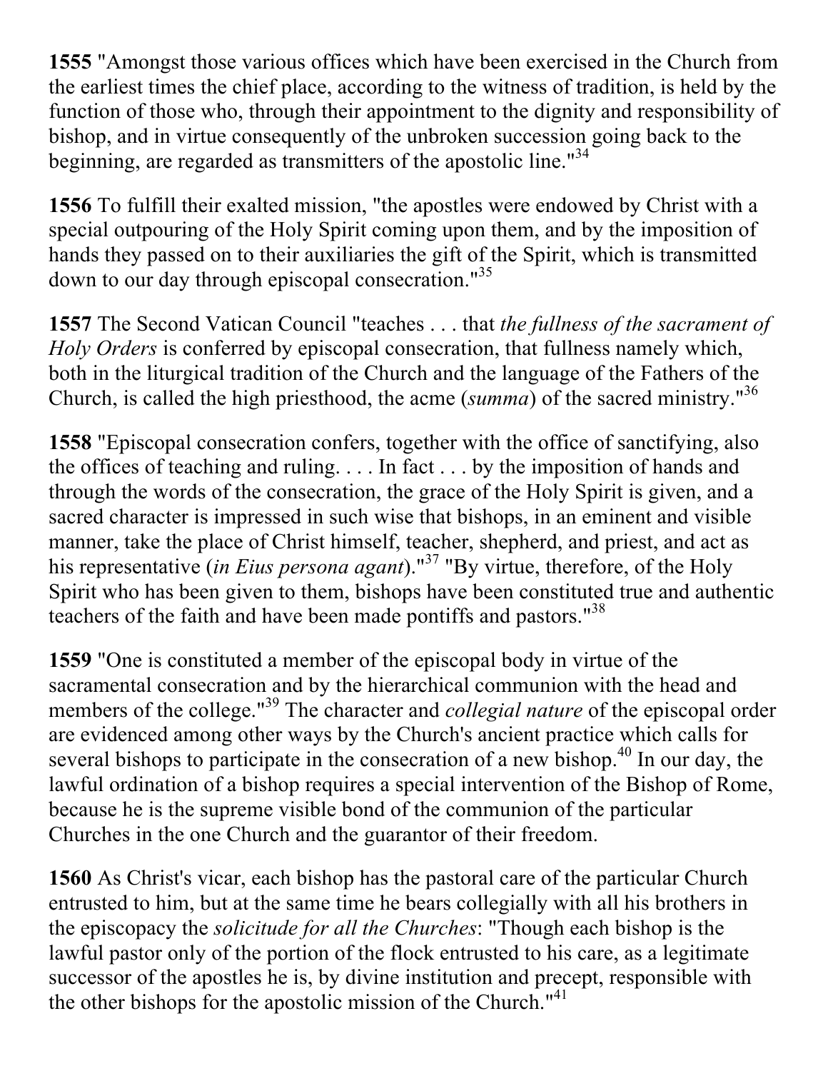**1555** "Amongst those various offices which have been exercised in the Church from the earliest times the chief place, according to the witness of tradition, is held by the function of those who, through their appointment to the dignity and responsibility of bishop, and in virtue consequently of the unbroken succession going back to the beginning, are regarded as transmitters of the apostolic line."[34]

**1556** To fulfill their exalted mission, "the apostles were endowed by Christ with a special outpouring of the Holy Spirit coming upon them, and by the imposition of hands they passed on to their auxiliaries the gift of the Spirit, which is transmitted down to our day through episcopal consecration."[35]

**1557** The Second Vatican Council "teaches . . . that *the fullness of the sacrament of Holy Orders* is conferred by episcopal consecration, that fullness namely which, both in the liturgical tradition of the Church and the language of the Fathers of the Church, is called the high priesthood, the acme (*summa*) of the sacred ministry."[36]

**1558** "Episcopal consecration confers, together with the office of sanctifying, also the offices of teaching and ruling. . . . In fact . . . by the imposition of hands and through the words of the consecration, the grace of the Holy Spirit is given, and a sacred character is impressed in such wise that bishops, in an eminent and visible manner, take the place of Christ himself, teacher, shepherd, and priest, and act as his representative (*in Eius persona agant*)."[37] "By virtue, therefore, of the Holy Spirit who has been given to them, bishops have been constituted true and authentic teachers of the faith and have been made pontiffs and pastors."[38]

**1559** "One is constituted a member of the episcopal body in virtue of the sacramental consecration and by the hierarchical communion with the head and members of the college."[39] The character and *collegial nature* of the episcopal order are evidenced among other ways by the Church's ancient practice which calls for several bishops to participate in the consecration of a new bishop.[40] In our day, the lawful ordination of a bishop requires a special intervention of the Bishop of Rome, because he is the supreme visible bond of the communion of the particular Churches in the one Church and the guarantor of their freedom.

**1560** As Christ's vicar, each bishop has the pastoral care of the particular Church entrusted to him, but at the same time he bears collegially with all his brothers in the episcopacy the *solicitude for all the Churches*: "Though each bishop is the lawful pastor only of the portion of the flock entrusted to his care, as a legitimate successor of the apostles he is, by divine institution and precept, responsible with the other bishops for the apostolic mission of the Church."[41]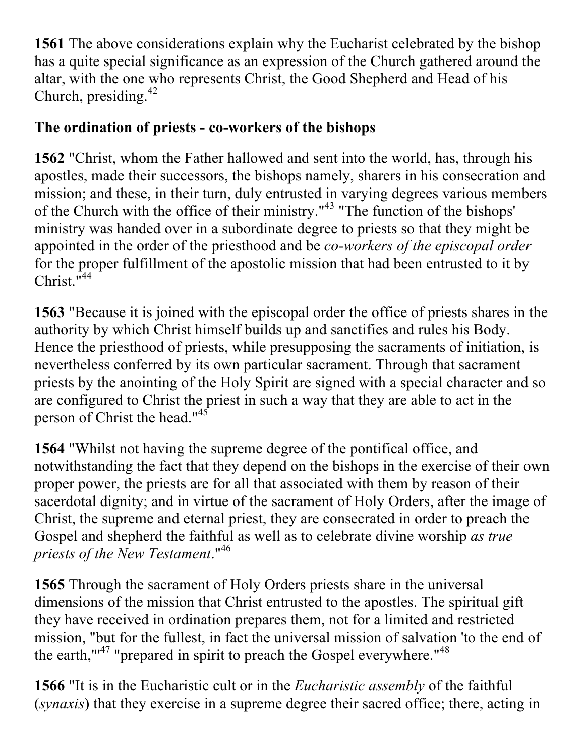**1561** The above considerations explain why the Eucharist celebrated by the bishop has a quite special significance as an expression of the Church gathered around the altar, with the one who represents Christ, the Good Shepherd and Head of his Church, presiding.[42]

**The ordination of priests - co-workers of the bishops**

**1562** "Christ, whom the Father hallowed and sent into the world, has, through his apostles, made their successors, the bishops namely, sharers in his consecration and mission; and these, in their turn, duly entrusted in varying degrees various members of the Church with the office of their ministry."[43] "The function of the bishops' ministry was handed over in a subordinate degree to priests so that they might be appointed in the order of the priesthood and be *co-workers of the episcopal order* for the proper fulfillment of the apostolic mission that had been entrusted to it by Christ."[44]

**1563** "Because it is joined with the episcopal order the office of priests shares in the authority by which Christ himself builds up and sanctifies and rules his Body. Hence the priesthood of priests, while presupposing the sacraments of initiation, is nevertheless conferred by its own particular sacrament. Through that sacrament priests by the anointing of the Holy Spirit are signed with a special character and so are configured to Christ the priest in such a way that they are able to act in the person of Christ the head."[45]

**1564** "Whilst not having the supreme degree of the pontifical office, and notwithstanding the fact that they depend on the bishops in the exercise of their own proper power, the priests are for all that associated with them by reason of their sacerdotal dignity; and in virtue of the sacrament of Holy Orders, after the image of Christ, the supreme and eternal priest, they are consecrated in order to preach the Gospel and shepherd the faithful as well as to celebrate divine worship *as true priests of the New Testament*."[46]

**1565** Through the sacrament of Holy Orders priests share in the universal dimensions of the mission that Christ entrusted to the apostles. The spiritual gift they have received in ordination prepares them, not for a limited and restricted mission, "but for the fullest, in fact the universal mission of salvation 'to the end of the earth,'"[47] "prepared in spirit to preach the Gospel everywhere."[48]

**1566** "It is in the Eucharistic cult or in the *Eucharistic assembly* of the faithful (*synaxis*) that they exercise in a supreme degree their sacred office; there, acting in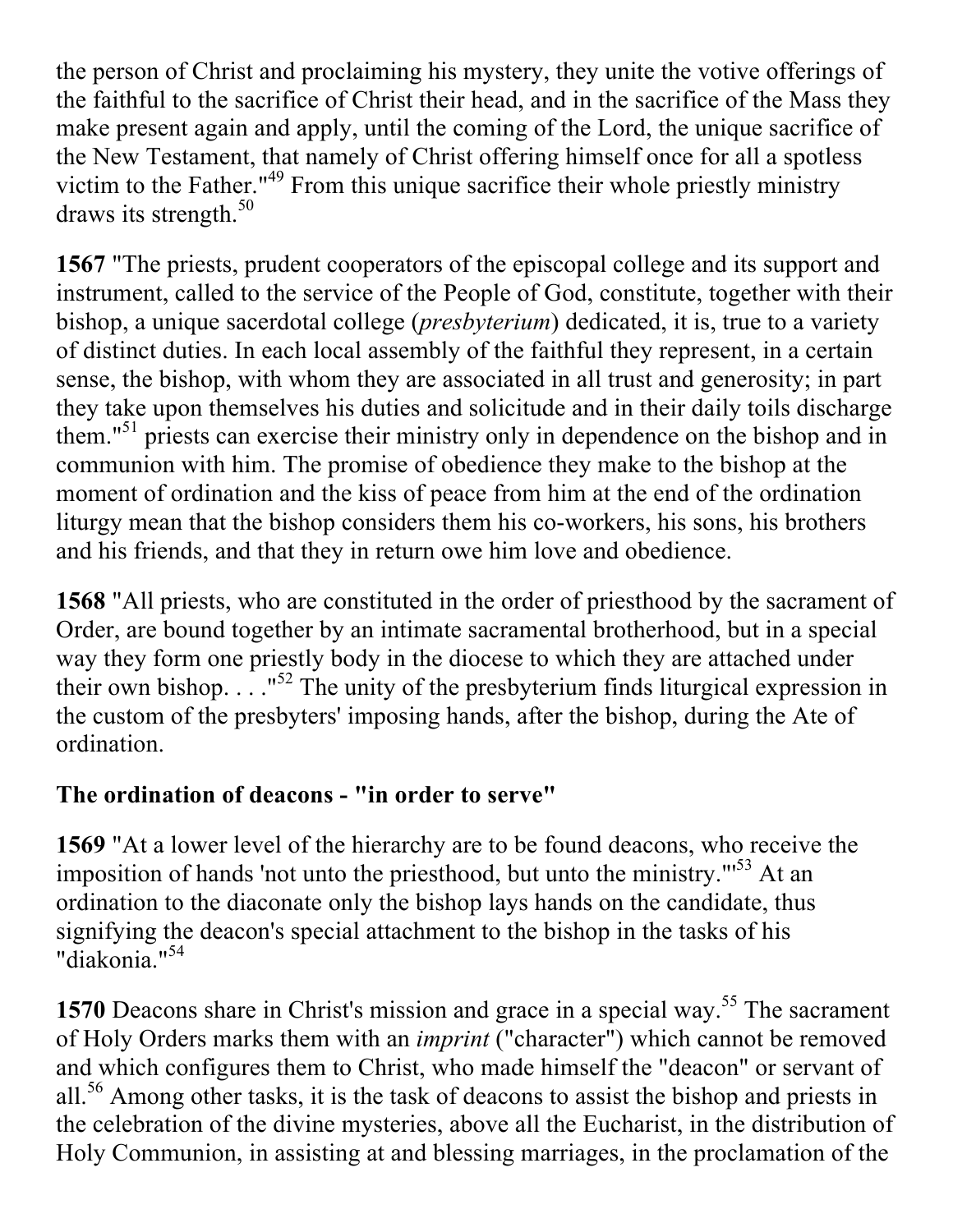the person of Christ and proclaiming his mystery, they unite the votive offerings of the faithful to the sacrifice of Christ their head, and in the sacrifice of the Mass they make present again and apply, until the coming of the Lord, the unique sacrifice of the New Testament, that namely of Christ offering himself once for all a spotless victim to the Father."[49] From this unique sacrifice their whole priestly ministry draws its strength.[50]

**1567** "The priests, prudent cooperators of the episcopal college and its support and instrument, called to the service of the People of God, constitute, together with their bishop, a unique sacerdotal college (*presbyterium*) dedicated, it is, true to a variety of distinct duties. In each local assembly of the faithful they represent, in a certain sense, the bishop, with whom they are associated in all trust and generosity; in part they take upon themselves his duties and solicitude and in their daily toils discharge them."[51] priests can exercise their ministry only in dependence on the bishop and in communion with him. The promise of obedience they make to the bishop at the moment of ordination and the kiss of peace from him at the end of the ordination liturgy mean that the bishop considers them his co-workers, his sons, his brothers and his friends, and that they in return owe him love and obedience.

**1568** "All priests, who are constituted in the order of priesthood by the sacrament of Order, are bound together by an intimate sacramental brotherhood, but in a special way they form one priestly body in the diocese to which they are attached under their own bishop. . . ."[52] The unity of the presbyterium finds liturgical expression in the custom of the presbyters' imposing hands, after the bishop, during the Ate of ordination.

### The ordination of deacons - "in order to serve"

**1569** "At a lower level of the hierarchy are to be found deacons, who receive the imposition of hands 'not unto the priesthood, but unto the ministry.'"[53] At an ordination to the diaconate only the bishop lays hands on the candidate, thus signifying the deacon's special attachment to the bishop in the tasks of his "diakonia."[54]

**1570** Deacons share in Christ's mission and grace in a special way.[55] The sacrament of Holy Orders marks them with an *imprint* ("character") which cannot be removed and which configures them to Christ, who made himself the "deacon" or servant of all.[56] Among other tasks, it is the task of deacons to assist the bishop and priests in the celebration of the divine mysteries, above all the Eucharist, in the distribution of Holy Communion, in assisting at and blessing marriages, in the proclamation of the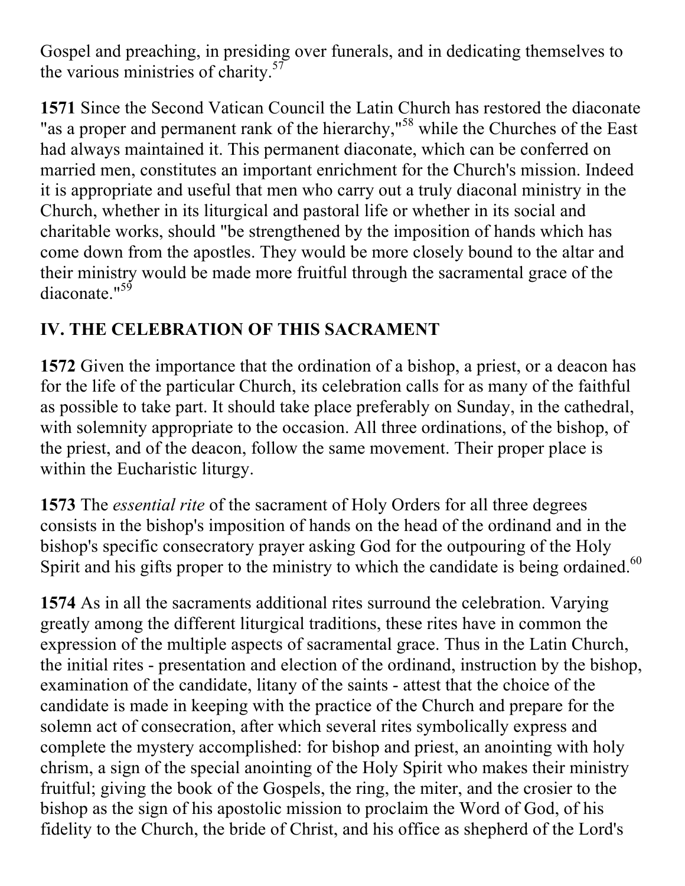Gospel and preaching, in presiding over funerals, and in dedicating themselves to the various ministries of charity.[57]

**1571** Since the Second Vatican Council the Latin Church has restored the diaconate "as a proper and permanent rank of the hierarchy,"[58] while the Churches of the East had always maintained it. This permanent diaconate, which can be conferred on married men, constitutes an important enrichment for the Church's mission. Indeed it is appropriate and useful that men who carry out a truly diaconal ministry in the Church, whether in its liturgical and pastoral life or whether in its social and charitable works, should "be strengthened by the imposition of hands which has come down from the apostles. They would be more closely bound to the altar and their ministry would be made more fruitful through the sacramental grace of the diaconate."[59]

## IV. THE CELEBRATION OF THIS SACRAMENT

**1572** Given the importance that the ordination of a bishop, a priest, or a deacon has for the life of the particular Church, its celebration calls for as many of the faithful as possible to take part. It should take place preferably on Sunday, in the cathedral, with solemnity appropriate to the occasion. All three ordinations, of the bishop, of the priest, and of the deacon, follow the same movement. Their proper place is within the Eucharistic liturgy.

**1573** The *essential rite* of the sacrament of Holy Orders for all three degrees consists in the bishop's imposition of hands on the head of the ordinand and in the bishop's specific consecratory prayer asking God for the outpouring of the Holy Spirit and his gifts proper to the ministry to which the candidate is being ordained.[60]

**1574** As in all the sacraments additional rites surround the celebration. Varying greatly among the different liturgical traditions, these rites have in common the expression of the multiple aspects of sacramental grace. Thus in the Latin Church, the initial rites - presentation and election of the ordinand, instruction by the bishop, examination of the candidate, litany of the saints - attest that the choice of the candidate is made in keeping with the practice of the Church and prepare for the solemn act of consecration, after which several rites symbolically express and complete the mystery accomplished: for bishop and priest, an anointing with holy chrism, a sign of the special anointing of the Holy Spirit who makes their ministry fruitful; giving the book of the Gospels, the ring, the miter, and the crosier to the bishop as the sign of his apostolic mission to proclaim the Word of God, of his fidelity to the Church, the bride of Christ, and his office as shepherd of the Lord's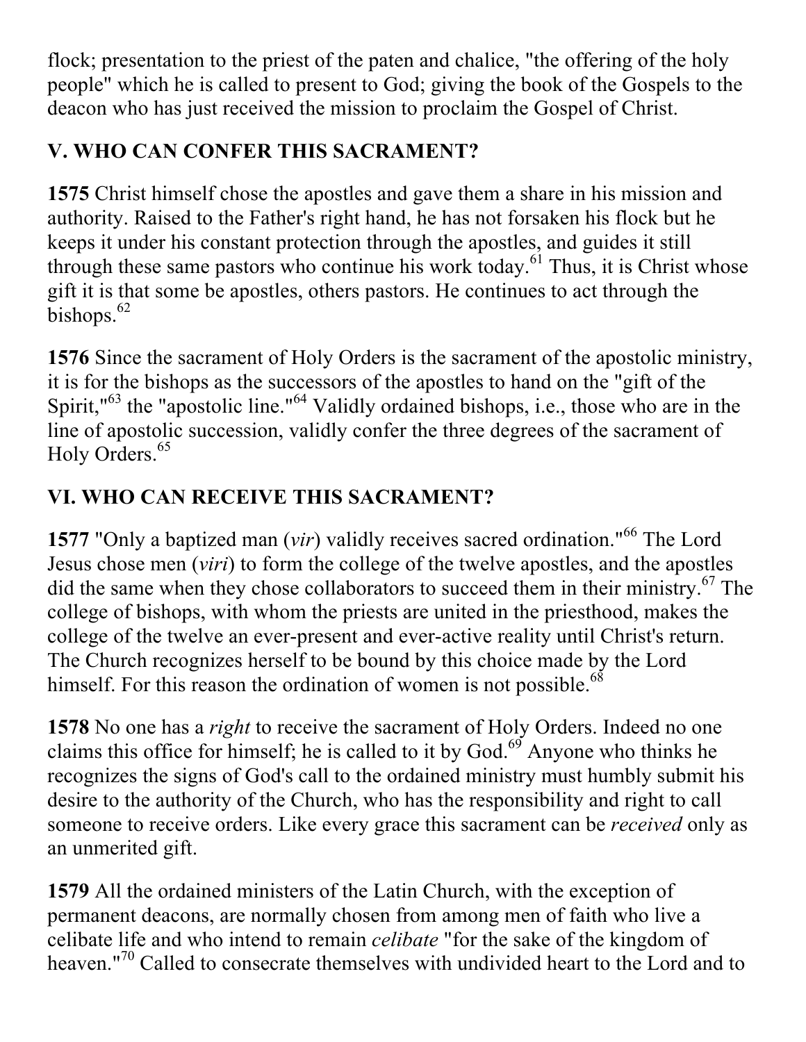flock; presentation to the priest of the paten and chalice, "the offering of the holy people" which he is called to present to God; giving the book of the Gospels to the deacon who has just received the mission to proclaim the Gospel of Christ.

## V. WHO CAN CONFER THIS SACRAMENT?

**1575** Christ himself chose the apostles and gave them a share in his mission and authority. Raised to the Father's right hand, he has not forsaken his flock but he keeps it under his constant protection through the apostles, and guides it still through these same pastors who continue his work today.[61] Thus, it is Christ whose gift it is that some be apostles, others pastors. He continues to act through the bishops.[62]

**1576** Since the sacrament of Holy Orders is the sacrament of the apostolic ministry, it is for the bishops as the successors of the apostles to hand on the "gift of the Spirit,"[63] the "apostolic line."[64] Validly ordained bishops, i.e., those who are in the line of apostolic succession, validly confer the three degrees of the sacrament of Holy Orders.[65]

## VI. WHO CAN RECEIVE THIS SACRAMENT?

**1577** "Only a baptized man (*vir*) validly receives sacred ordination."[66] The Lord Jesus chose men (*viri*) to form the college of the twelve apostles, and the apostles did the same when they chose collaborators to succeed them in their ministry.[67] The college of bishops, with whom the priests are united in the priesthood, makes the college of the twelve an ever-present and ever-active reality until Christ's return. The Church recognizes herself to be bound by this choice made by the Lord himself. For this reason the ordination of women is not possible.[68]

**1578** No one has a *right* to receive the sacrament of Holy Orders. Indeed no one claims this office for himself; he is called to it by God.[69] Anyone who thinks he recognizes the signs of God's call to the ordained ministry must humbly submit his desire to the authority of the Church, who has the responsibility and right to call someone to receive orders. Like every grace this sacrament can be *received* only as an unmerited gift.

**1579** All the ordained ministers of the Latin Church, with the exception of permanent deacons, are normally chosen from among men of faith who live a celibate life and who intend to remain *celibate* "for the sake of the kingdom of heaven."[70] Called to consecrate themselves with undivided heart to the Lord and to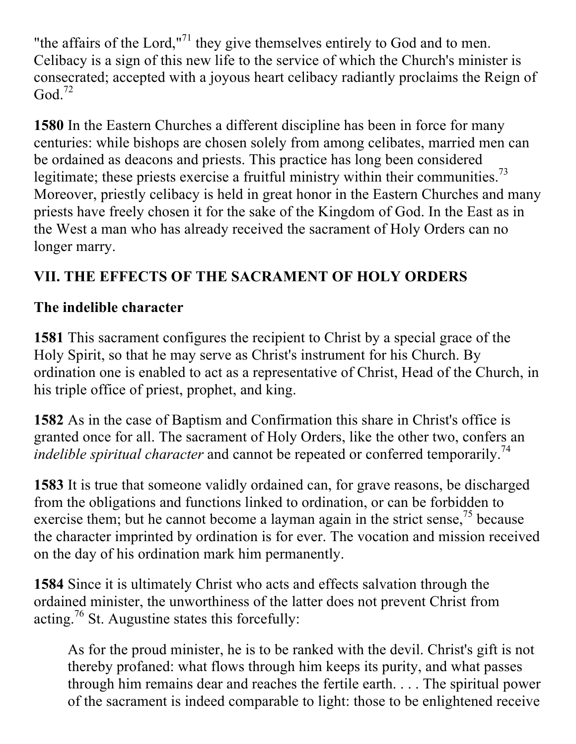"the affairs of the Lord,"[71] they give themselves entirely to God and to men. Celibacy is a sign of this new life to the service of which the Church's minister is consecrated; accepted with a joyous heart celibacy radiantly proclaims the Reign of God.[72]

**1580** In the Eastern Churches a different discipline has been in force for many centuries: while bishops are chosen solely from among celibates, married men can be ordained as deacons and priests. This practice has long been considered legitimate; these priests exercise a fruitful ministry within their communities.[73] Moreover, priestly celibacy is held in great honor in the Eastern Churches and many priests have freely chosen it for the sake of the Kingdom of God. In the East as in the West a man who has already received the sacrament of Holy Orders can no longer marry.

## VII. THE EFFECTS OF THE SACRAMENT OF HOLY ORDERS

### The indelible character

**1581** This sacrament configures the recipient to Christ by a special grace of the Holy Spirit, so that he may serve as Christ's instrument for his Church. By ordination one is enabled to act as a representative of Christ, Head of the Church, in his triple office of priest, prophet, and king.

**1582** As in the case of Baptism and Confirmation this share in Christ's office is granted once for all. The sacrament of Holy Orders, like the other two, confers an *indelible spiritual character* and cannot be repeated or conferred temporarily.[74]

**1583** It is true that someone validly ordained can, for grave reasons, be discharged from the obligations and functions linked to ordination, or can be forbidden to exercise them; but he cannot become a layman again in the strict sense,[75] because the character imprinted by ordination is for ever. The vocation and mission received on the day of his ordination mark him permanently.

**1584** Since it is ultimately Christ who acts and effects salvation through the ordained minister, the unworthiness of the latter does not prevent Christ from acting.[76] St. Augustine states this forcefully:

> As for the proud minister, he is to be ranked with the devil. Christ's gift is not thereby profaned: what flows through him keeps its purity, and what passes through him remains dear and reaches the fertile earth. . . . The spiritual power of the sacrament is indeed comparable to light: those to be enlightened receive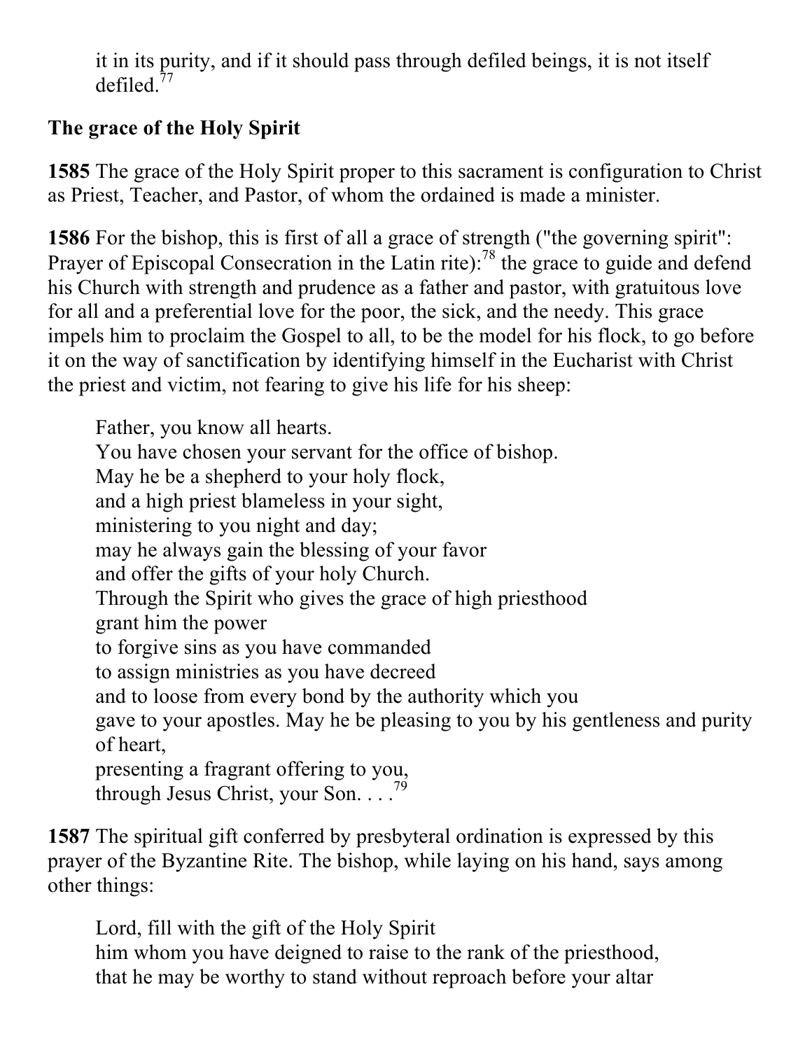it in its purity, and if it should pass through defiled beings, it is not itself defiled.[77]

### The grace of the Holy Spirit

**1585** The grace of the Holy Spirit proper to this sacrament is configuration to Christ as Priest, Teacher, and Pastor, of whom the ordained is made a minister.

**1586** For the bishop, this is first of all a grace of strength ("the governing spirit": Prayer of Episcopal Consecration in the Latin rite):[78] the grace to guide and defend his Church with strength and prudence as a father and pastor, with gratuitous love for all and a preferential love for the poor, the sick, and the needy. This grace impels him to proclaim the Gospel to all, to be the model for his flock, to go before it on the way of sanctification by identifying himself in the Eucharist with Christ the priest and victim, not fearing to give his life for his sheep:

> Father, you know all hearts.
> You have chosen your servant for the office of bishop.
> May he be a shepherd to your holy flock,
> and a high priest blameless in your sight,
> ministering to you night and day;
> may he always gain the blessing of your favor
> and offer the gifts of your holy Church.
> Through the Spirit who gives the grace of high priesthood
> grant him the power
> to forgive sins as you have commanded
> to assign ministries as you have decreed
> and to loose from every bond by the authority which you
> gave to your apostles. May he be pleasing to you by his gentleness and purity of heart,
> presenting a fragrant offering to you,
> through Jesus Christ, your Son. . . .[79]

**1587** The spiritual gift conferred by presbyteral ordination is expressed by this prayer of the Byzantine Rite. The bishop, while laying on his hand, says among other things:

> Lord, fill with the gift of the Holy Spirit
> him whom you have deigned to raise to the rank of the priesthood,
> that he may be worthy to stand without reproach before your altar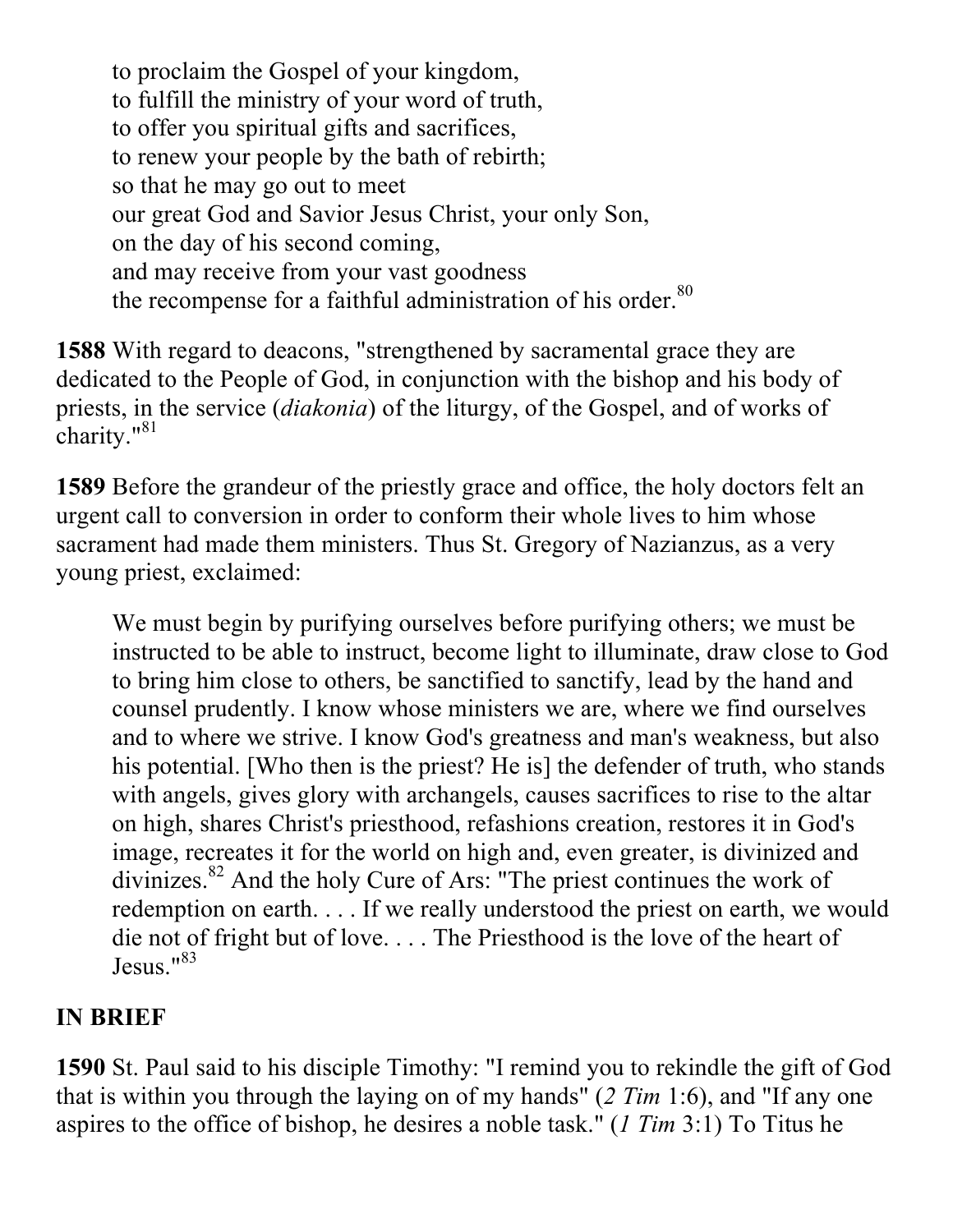> to proclaim the Gospel of your kingdom,  
> to fulfill the ministry of your word of truth,  
> to offer you spiritual gifts and sacrifices,  
> to renew your people by the bath of rebirth;  
> so that he may go out to meet  
> our great God and Savior Jesus Christ, your only Son,  
> on the day of his second coming,  
> and may receive from your vast goodness  
> the recompense for a faithful administration of his order.[80]

**1588** With regard to deacons, "strengthened by sacramental grace they are dedicated to the People of God, in conjunction with the bishop and his body of priests, in the service (*diakonia*) of the liturgy, of the Gospel, and of works of charity."[81]

**1589** Before the grandeur of the priestly grace and office, the holy doctors felt an urgent call to conversion in order to conform their whole lives to him whose sacrament had made them ministers. Thus St. Gregory of Nazianzus, as a very young priest, exclaimed:

> We must begin by purifying ourselves before purifying others; we must be instructed to be able to instruct, become light to illuminate, draw close to God to bring him close to others, be sanctified to sanctify, lead by the hand and counsel prudently. I know whose ministers we are, where we find ourselves and to where we strive. I know God's greatness and man's weakness, but also his potential. [Who then is the priest? He is] the defender of truth, who stands with angels, gives glory with archangels, causes sacrifices to rise to the altar on high, shares Christ's priesthood, refashions creation, restores it in God's image, recreates it for the world on high and, even greater, is divinized and divinizes.[82] And the holy Cure of Ars: "The priest continues the work of redemption on earth. . . . If we really understood the priest on earth, we would die not of fright but of love. . . . The Priesthood is the love of the heart of Jesus."[83]

## IN BRIEF

**1590** St. Paul said to his disciple Timothy: "I remind you to rekindle the gift of God that is within you through the laying on of my hands" (*2 Tim* 1:6), and "If any one aspires to the office of bishop, he desires a noble task." (*1 Tim* 3:1) To Titus he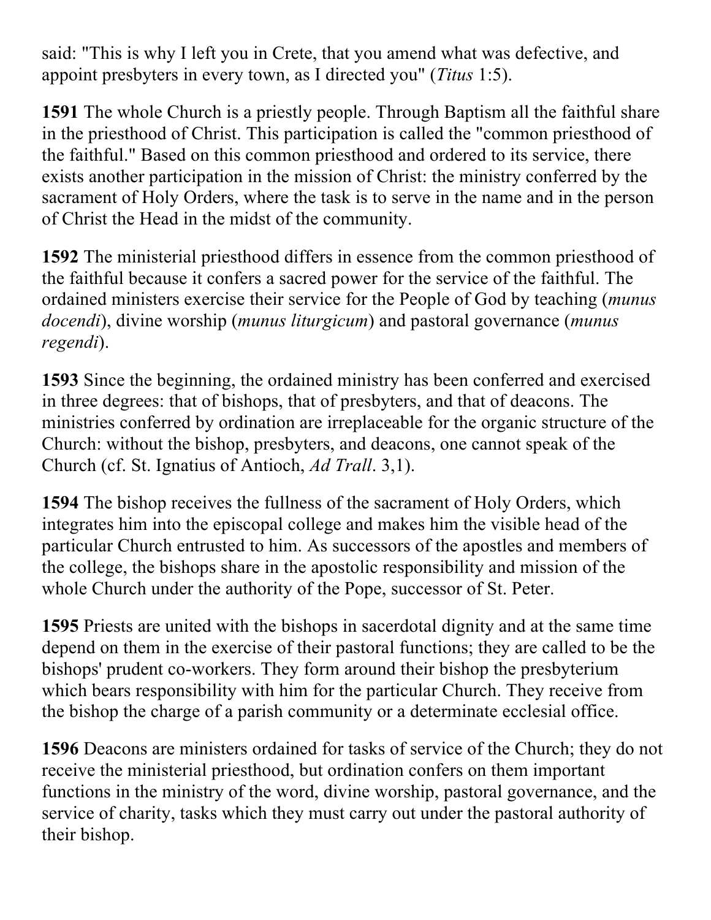said: "This is why I left you in Crete, that you amend what was defective, and appoint presbyters in every town, as I directed you" (*Titus* 1:5).

**1591** The whole Church is a priestly people. Through Baptism all the faithful share in the priesthood of Christ. This participation is called the "common priesthood of the faithful." Based on this common priesthood and ordered to its service, there exists another participation in the mission of Christ: the ministry conferred by the sacrament of Holy Orders, where the task is to serve in the name and in the person of Christ the Head in the midst of the community.

**1592** The ministerial priesthood differs in essence from the common priesthood of the faithful because it confers a sacred power for the service of the faithful. The ordained ministers exercise their service for the People of God by teaching (*munus docendi*), divine worship (*munus liturgicum*) and pastoral governance (*munus regendi*).

**1593** Since the beginning, the ordained ministry has been conferred and exercised in three degrees: that of bishops, that of presbyters, and that of deacons. The ministries conferred by ordination are irreplaceable for the organic structure of the Church: without the bishop, presbyters, and deacons, one cannot speak of the Church (cf. St. Ignatius of Antioch, *Ad Trall*. 3,1).

**1594** The bishop receives the fullness of the sacrament of Holy Orders, which integrates him into the episcopal college and makes him the visible head of the particular Church entrusted to him. As successors of the apostles and members of the college, the bishops share in the apostolic responsibility and mission of the whole Church under the authority of the Pope, successor of St. Peter.

**1595** Priests are united with the bishops in sacerdotal dignity and at the same time depend on them in the exercise of their pastoral functions; they are called to be the bishops' prudent co-workers. They form around their bishop the presbyterium which bears responsibility with him for the particular Church. They receive from the bishop the charge of a parish community or a determinate ecclesial office.

**1596** Deacons are ministers ordained for tasks of service of the Church; they do not receive the ministerial priesthood, but ordination confers on them important functions in the ministry of the word, divine worship, pastoral governance, and the service of charity, tasks which they must carry out under the pastoral authority of their bishop.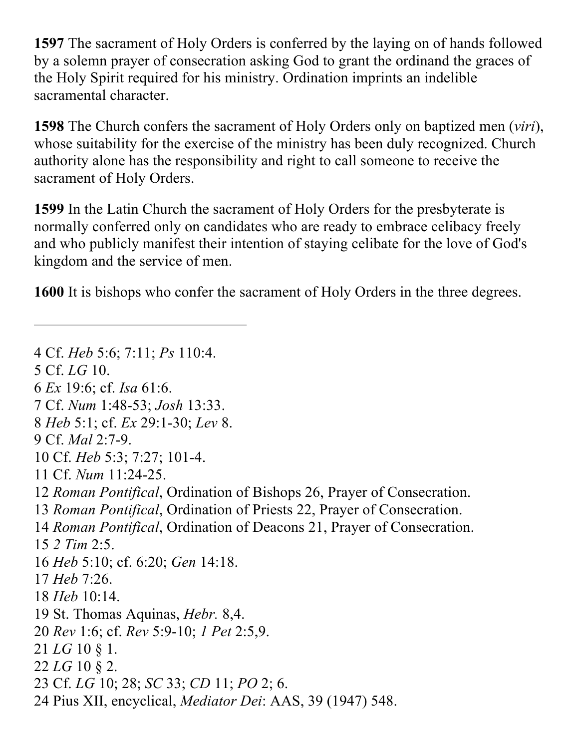**1597** The sacrament of Holy Orders is conferred by the laying on of hands followed by a solemn prayer of consecration asking God to grant the ordinand the graces of the Holy Spirit required for his ministry. Ordination imprints an indelible sacramental character.

**1598** The Church confers the sacrament of Holy Orders only on baptized men (*viri*), whose suitability for the exercise of the ministry has been duly recognized. Church authority alone has the responsibility and right to call someone to receive the sacrament of Holy Orders.

**1599** In the Latin Church the sacrament of Holy Orders for the presbyterate is normally conferred only on candidates who are ready to embrace celibacy freely and who publicly manifest their intention of staying celibate for the love of God's kingdom and the service of men.

**1600** It is bishops who confer the sacrament of Holy Orders in the three degrees.

---

4 Cf. *Heb* 5:6; 7:11; *Ps* 110:4.
5 Cf. *LG* 10.
6 *Ex* 19:6; cf. *Isa* 61:6.
7 Cf. *Num* 1:48-53; *Josh* 13:33.
8 *Heb* 5:1; cf. *Ex* 29:1-30; *Lev* 8.
9 Cf. *Mal* 2:7-9.
10 Cf. *Heb* 5:3; 7:27; 101-4.
11 Cf. *Num* 11:24-25.
12 *Roman Pontifical*, Ordination of Bishops 26, Prayer of Consecration.
13 *Roman Pontifical*, Ordination of Priests 22, Prayer of Consecration.
14 *Roman Pontifical*, Ordination of Deacons 21, Prayer of Consecration.
15 *2 Tim* 2:5.
16 *Heb* 5:10; cf. 6:20; *Gen* 14:18.
17 *Heb* 7:26.
18 *Heb* 10:14.
19 St. Thomas Aquinas, *Hebr.* 8,4.
20 *Rev* 1:6; cf. *Rev* 5:9-10; *1 Pet* 2:5,9.
21 *LG* 10 § 1.
22 *LG* 10 § 2.
23 Cf. *LG* 10; 28; *SC* 33; *CD* 11; *PO* 2; 6.
24 Pius XII, encyclical, *Mediator Dei*: AAS, 39 (1947) 548.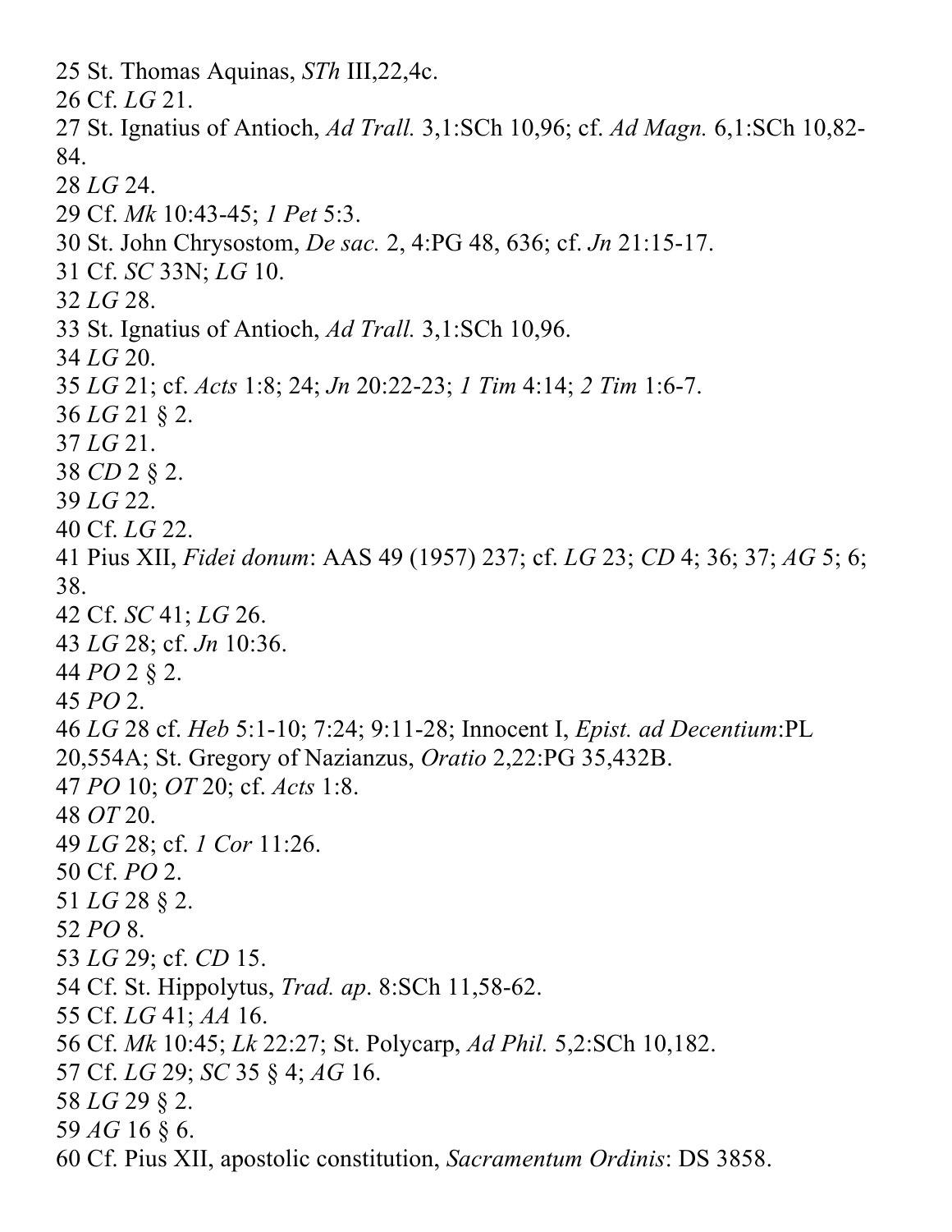25 St. Thomas Aquinas, *STh* III,22,4c.

26 Cf. *LG* 21.

27 St. Ignatius of Antioch, *Ad Trall.* 3,1:SCh 10,96; cf. *Ad Magn.* 6,1:SCh 10,82-84.

28 *LG* 24.

29 Cf. *Mk* 10:43-45; *1 Pet* 5:3.

30 St. John Chrysostom, *De sac.* 2, 4:PG 48, 636; cf. *Jn* 21:15-17.

31 Cf. *SC* 33N; *LG* 10.

32 *LG* 28.

33 St. Ignatius of Antioch, *Ad Trall.* 3,1:SCh 10,96.

34 *LG* 20.

35 *LG* 21; cf. *Acts* 1:8; 24; *Jn* 20:22-23; *1 Tim* 4:14; *2 Tim* 1:6-7.

36 *LG* 21 § 2.

37 *LG* 21.

38 *CD* 2 § 2.

39 *LG* 22.

40 Cf. *LG* 22.

41 Pius XII, *Fidei donum*: AAS 49 (1957) 237; cf. *LG* 23; *CD* 4; 36; 37; *AG* 5; 6; 38.

42 Cf. *SC* 41; *LG* 26.

43 *LG* 28; cf. *Jn* 10:36.

44 *PO* 2 § 2.

45 *PO* 2.

46 *LG* 28 cf. *Heb* 5:1-10; 7:24; 9:11-28; Innocent I, *Epist. ad Decentium*:PL 20,554A; St. Gregory of Nazianzus, *Oratio* 2,22:PG 35,432B.

47 *PO* 10; *OT* 20; cf. *Acts* 1:8.

48 *OT* 20.

49 *LG* 28; cf. *1 Cor* 11:26.

50 Cf. *PO* 2.

51 *LG* 28 § 2.

52 *PO* 8.

53 *LG* 29; cf. *CD* 15.

54 Cf. St. Hippolytus, *Trad. ap*. 8:SCh 11,58-62.

55 Cf. *LG* 41; *AA* 16.

56 Cf. *Mk* 10:45; *Lk* 22:27; St. Polycarp, *Ad Phil.* 5,2:SCh 10,182.

57 Cf. *LG* 29; *SC* 35 § 4; *AG* 16.

58 *LG* 29 § 2.

59 *AG* 16 § 6.

60 Cf. Pius XII, apostolic constitution, *Sacramentum Ordinis*: DS 3858.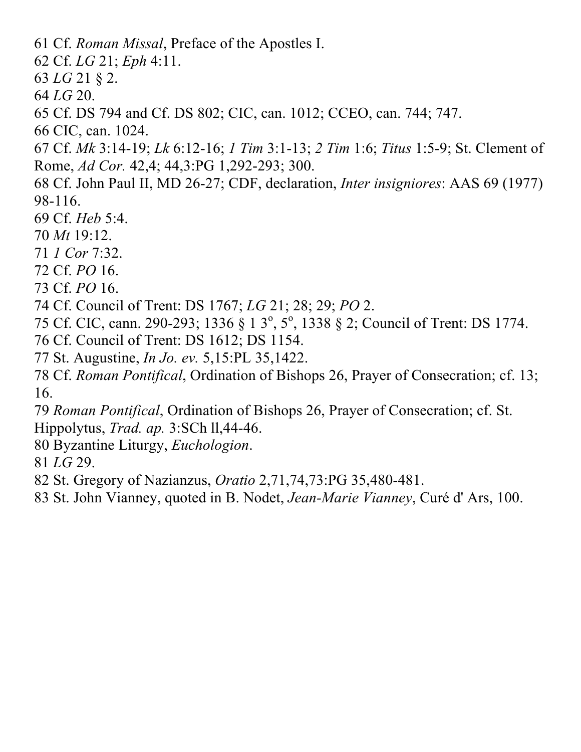61 Cf. *Roman Missal*, Preface of the Apostles I.

62 Cf. *LG* 21; *Eph* 4:11.

63 *LG* 21 § 2.

64 *LG* 20.

65 Cf. DS 794 and Cf. DS 802; CIC, can. 1012; CCEO, can. 744; 747.

66 CIC, can. 1024.

67 Cf. *Mk* 3:14-19; *Lk* 6:12-16; *1 Tim* 3:1-13; *2 Tim* 1:6; *Titus* 1:5-9; St. Clement of Rome, *Ad Cor.* 42,4; 44,3:PG 1,292-293; 300.

68 Cf. John Paul II, MD 26-27; CDF, declaration, *Inter insigniores*: AAS 69 (1977) 98-116.

69 Cf. *Heb* 5:4.

70 *Mt* 19:12.

71 *1 Cor* 7:32.

72 Cf. *PO* 16.

73 Cf. *PO* 16.

74 Cf. Council of Trent: DS 1767; *LG* 21; 28; 29; *PO* 2.

75 Cf. CIC, cann. 290-293; 1336 § 1 3º, 5º, 1338 § 2; Council of Trent: DS 1774.

76 Cf. Council of Trent: DS 1612; DS 1154.

77 St. Augustine, *In Jo. ev.* 5,15:PL 35,1422.

78 Cf. *Roman Pontifical*, Ordination of Bishops 26, Prayer of Consecration; cf. 13; 16.

79 *Roman Pontifical*, Ordination of Bishops 26, Prayer of Consecration; cf. St. Hippolytus, *Trad. ap.* 3:SCh ll,44-46.

80 Byzantine Liturgy, *Euchologion*.

81 *LG* 29.

82 St. Gregory of Nazianzus, *Oratio* 2,71,74,73:PG 35,480-481.

83 St. John Vianney, quoted in B. Nodet, *Jean-Marie Vianney*, Curé d' Ars, 100.